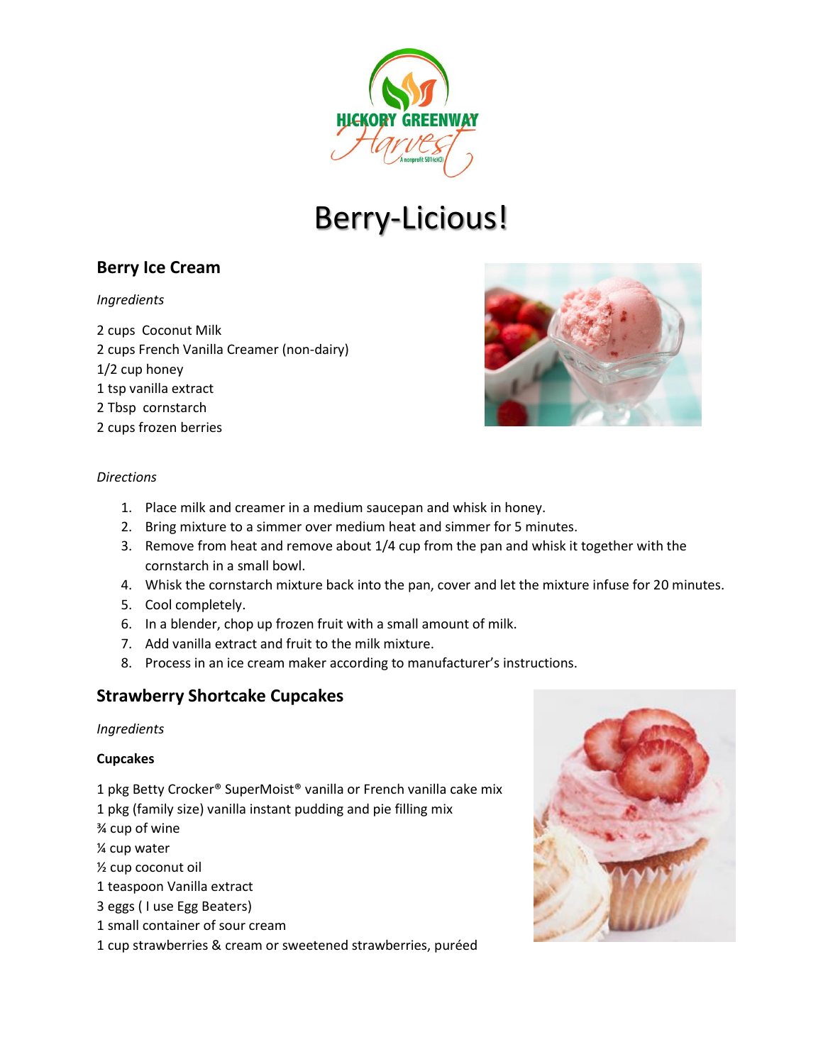# Berry-Licious!

## Berry Ice Cream

*Ingredients*

2 cups Coconut Milk
2 cups French Vanilla Creamer (non-dairy)
1/2 cup honey
1 tsp vanilla extract
2 Tbsp cornstarch
2 cups frozen berries

*Directions*

1. Place milk and creamer in a medium saucepan and whisk in honey.
2. Bring mixture to a simmer over medium heat and simmer for 5 minutes.
3. Remove from heat and remove about 1/4 cup from the pan and whisk it together with the cornstarch in a small bowl.
4. Whisk the cornstarch mixture back into the pan, cover and let the mixture infuse for 20 minutes.
5. Cool completely.
6. In a blender, chop up frozen fruit with a small amount of milk.
7. Add vanilla extract and fruit to the milk mixture.
8. Process in an ice cream maker according to manufacturer's instructions.

## Strawberry Shortcake Cupcakes

*Ingredients*

**Cupcakes**

1 pkg Betty Crocker® SuperMoist® vanilla or French vanilla cake mix
1 pkg (family size) vanilla instant pudding and pie filling mix
¾ cup of wine
¼ cup water
½ cup coconut oil
1 teaspoon Vanilla extract
3 eggs ( I use Egg Beaters)
1 small container of sour cream
1 cup strawberries & cream or sweetened strawberries, puréed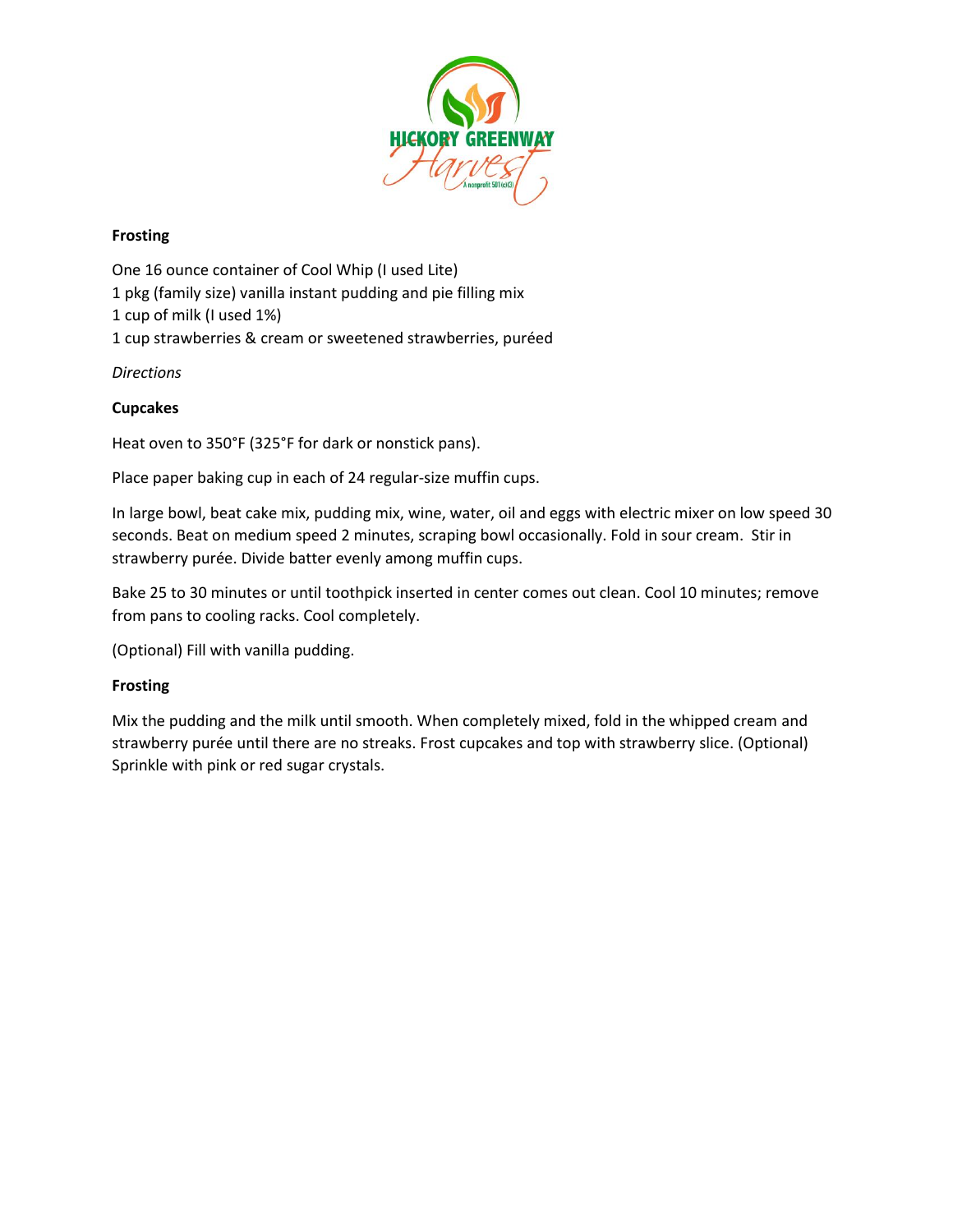**Frosting**

One 16 ounce container of Cool Whip (I used Lite)
1 pkg (family size) vanilla instant pudding and pie filling mix
1 cup of milk (I used 1%)
1 cup strawberries & cream or sweetened strawberries, puréed

*Directions*

**Cupcakes**

Heat oven to 350°F (325°F for dark or nonstick pans).

Place paper baking cup in each of 24 regular-size muffin cups.

In large bowl, beat cake mix, pudding mix, wine, water, oil and eggs with electric mixer on low speed 30 seconds. Beat on medium speed 2 minutes, scraping bowl occasionally. Fold in sour cream. Stir in strawberry purée. Divide batter evenly among muffin cups.

Bake 25 to 30 minutes or until toothpick inserted in center comes out clean. Cool 10 minutes; remove from pans to cooling racks. Cool completely.

(Optional) Fill with vanilla pudding.

**Frosting**

Mix the pudding and the milk until smooth. When completely mixed, fold in the whipped cream and strawberry purée until there are no streaks. Frost cupcakes and top with strawberry slice. (Optional) Sprinkle with pink or red sugar crystals.